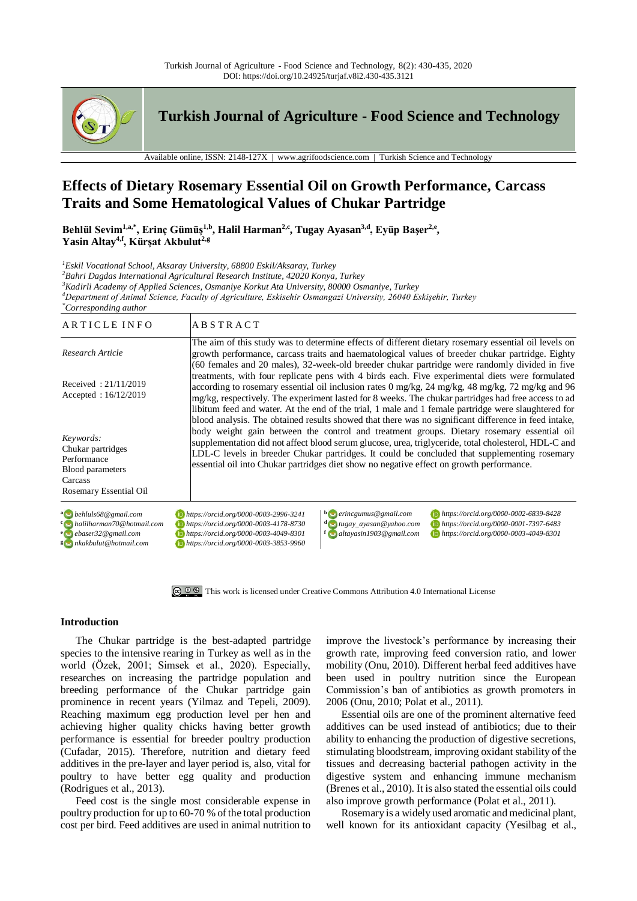# Effects of Dietary Rosemary Essential Oil on Growth Performance, Carcass Traits and Some Hematological Values of Chukar Partridge

**Behlül Sevim[1,a,*], Erinç Gümüş[1,b], Halil Harman[2,c], Tugay Ayasan[3,d], Eyüp Başer[2,e], Yasin Altay[4,f], Kürşat Akbulut[2,g]**

*[1]Eskil Vocational School, Aksaray University, 68800 Eskil/Aksaray, Turkey*
*[2]Bahri Dagdas International Agricultural Research Institute, 42020 Konya, Turkey*
*[3]Kadirli Academy of Applied Sciences, Osmaniye Korkut Ata University, 80000 Osmaniye, Turkey*
*[4]Department of Animal Science, Faculty of Agriculture, Eskisehir Osmangazi University, 26040 Eskişehir, Turkey*
*[*]Corresponding author*

| ARTICLE INFO | ABSTRACT |
| --- | --- |
| *Research Article*<br><br>Received : 21/11/2019<br>Accepted : 16/12/2019<br><br>*Keywords:*<br>Chukar partridges<br>Performance<br>Blood parameters<br>Carcass<br>Rosemary Essential Oil | The aim of this study was to determine effects of different dietary rosemary essential oil levels on growth performance, carcass traits and haematological values of breeder chukar partridge. Eighty (60 females and 20 males), 32-week-old breeder chukar partridge were randomly divided in five treatments, with four replicate pens with 4 birds each. Five experimental diets were formulated according to rosemary essential oil inclusion rates 0 mg/kg, 24 mg/kg, 48 mg/kg, 72 mg/kg and 96 mg/kg, respectively. The experiment lasted for 8 weeks. The chukar partridges had free access to ad libitum feed and water. At the end of the trial, 1 male and 1 female partridge were slaughtered for blood analysis. The obtained results showed that there was no significant difference in feed intake, body weight gain between the control and treatment groups. Dietary rosemary essential oil supplementation did not affect blood serum glucose, urea, triglyceride, total cholesterol, HDL-C and LDL-C levels in breeder Chukar partridges. It could be concluded that supplementing rosemary essential oil into Chukar partridges diet show no negative effect on growth performance. |

[a] behluls68@gmail.com https://orcid.org/0000-0003-2996-3241
[b] erincgumus@gmail.com https://orcid.org/0000-0002-6839-8428
[c] halilharman70@hotmail.com https://orcid.org/0000-0003-4178-8730
[d] tugay_ayasan@yahoo.com https://orcid.org/0000-0001-7397-6483
[e] ebaser32@gmail.com https://orcid.org/0000-0003-4049-8301
[f] altayasin1903@gmail.com https://orcid.org/0000-0003-4049-8301
[g] nkakbulut@hotmail.com https://orcid.org/0000-0003-3853-9960

This work is licensed under Creative Commons Attribution 4.0 International License

## Introduction

The Chukar partridge is the best-adapted partridge species to the intensive rearing in Turkey as well as in the world (Özek, 2001; Simsek et al., 2020). Especially, researches on increasing the partridge population and breeding performance of the Chukar partridge gain prominence in recent years (Yilmaz and Tepeli, 2009). Reaching maximum egg production level per hen and achieving higher quality chicks having better growth performance is essential for breeder poultry production (Cufadar, 2015). Therefore, nutrition and dietary feed additives in the pre-layer and layer period is, also, vital for poultry to have better egg quality and production (Rodrigues et al., 2013).

Feed cost is the single most considerable expense in poultry production for up to 60-70 % of the total production cost per bird. Feed additives are used in animal nutrition to improve the livestock's performance by increasing their growth rate, improving feed conversion ratio, and lower mobility (Onu, 2010). Different herbal feed additives have been used in poultry nutrition since the European Commission's ban of antibiotics as growth promoters in 2006 (Onu, 2010; Polat et al., 2011).

Essential oils are one of the prominent alternative feed additives can be used instead of antibiotics; due to their ability to enhancing the production of digestive secretions, stimulating bloodstream, improving oxidant stability of the tissues and decreasing bacterial pathogen activity in the digestive system and enhancing immune mechanism (Brenes et al., 2010). It is also stated the essential oils could also improve growth performance (Polat et al., 2011).

Rosemary is a widely used aromatic and medicinal plant, well known for its antioxidant capacity (Yesilbag et al.,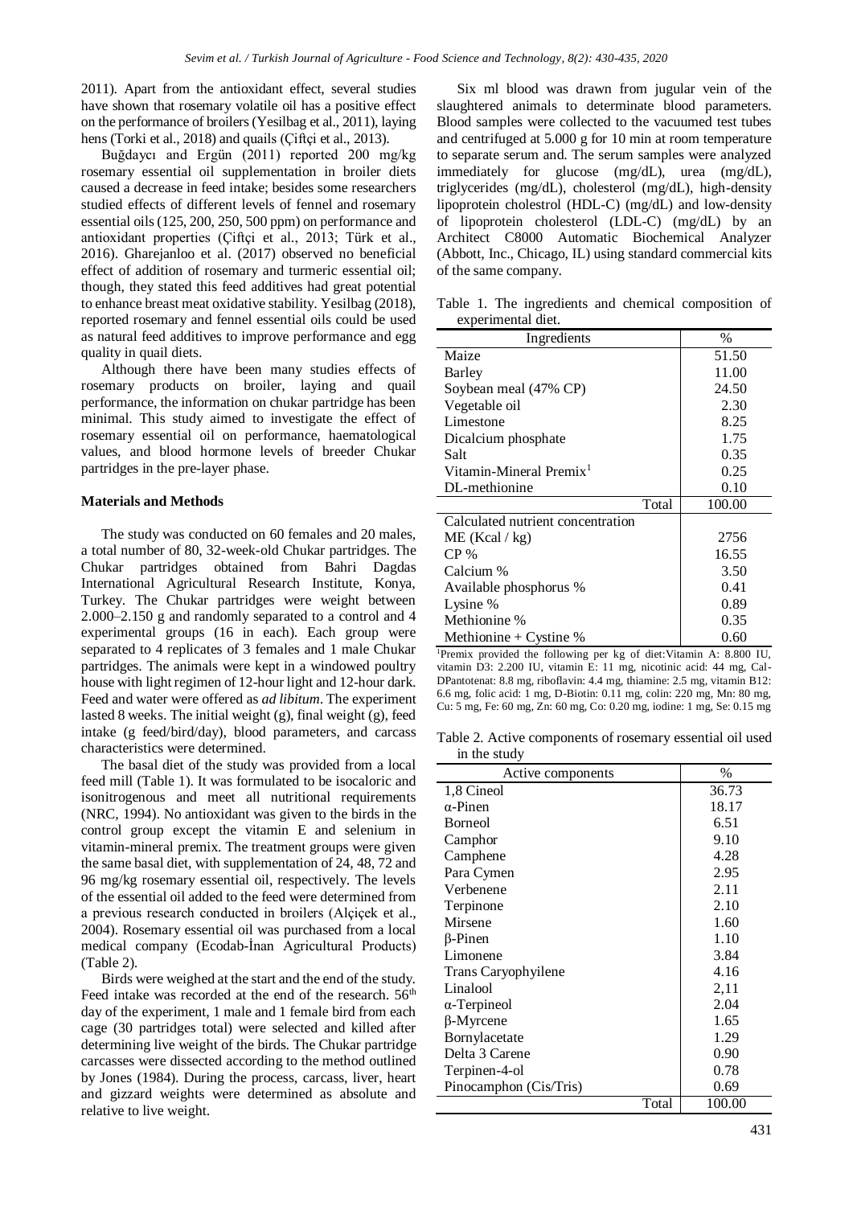2011). Apart from the antioxidant effect, several studies have shown that rosemary volatile oil has a positive effect on the performance of broilers (Yesilbag et al., 2011), laying hens (Torki et al., 2018) and quails (Çiftçi et al., 2013).

Buğdaycı and Ergün (2011) reported 200 mg/kg rosemary essential oil supplementation in broiler diets caused a decrease in feed intake; besides some researchers studied effects of different levels of fennel and rosemary essential oils (125, 200, 250, 500 ppm) on performance and antioxidant properties (Çiftçi et al., 2013; Türk et al., 2016). Gharejanloo et al. (2017) observed no beneficial effect of addition of rosemary and turmeric essential oil; though, they stated this feed additives had great potential to enhance breast meat oxidative stability. Yesilbag (2018), reported rosemary and fennel essential oils could be used as natural feed additives to improve performance and egg quality in quail diets.

Although there have been many studies effects of rosemary products on broiler, laying and quail performance, the information on chukar partridge has been minimal. This study aimed to investigate the effect of rosemary essential oil on performance, haematological values, and blood hormone levels of breeder Chukar partridges in the pre-layer phase.

## Materials and Methods

The study was conducted on 60 females and 20 males, a total number of 80, 32-week-old Chukar partridges. The Chukar partridges obtained from Bahri Dagdas International Agricultural Research Institute, Konya, Turkey. The Chukar partridges were weight between 2.000–2.150 g and randomly separated to a control and 4 experimental groups (16 in each). Each group were separated to 4 replicates of 3 females and 1 male Chukar partridges. The animals were kept in a windowed poultry house with light regimen of 12-hour light and 12-hour dark. Feed and water were offered as *ad libitum*. The experiment lasted 8 weeks. The initial weight (g), final weight (g), feed intake (g feed/bird/day), blood parameters, and carcass characteristics were determined.

The basal diet of the study was provided from a local feed mill (Table 1). It was formulated to be isocaloric and isonitrogenous and meet all nutritional requirements (NRC, 1994). No antioxidant was given to the birds in the control group except the vitamin E and selenium in vitamin-mineral premix. The treatment groups were given the same basal diet, with supplementation of 24, 48, 72 and 96 mg/kg rosemary essential oil, respectively. The levels of the essential oil added to the feed were determined from a previous research conducted in broilers (Alçiçek et al., 2004). Rosemary essential oil was purchased from a local medical company (Ecodab-İnan Agricultural Products) (Table 2).

Birds were weighed at the start and the end of the study. Feed intake was recorded at the end of the research. 56[th] day of the experiment, 1 male and 1 female bird from each cage (30 partridges total) were selected and killed after determining live weight of the birds. The Chukar partridge carcasses were dissected according to the method outlined by Jones (1984). During the process, carcass, liver, heart and gizzard weights were determined as absolute and relative to live weight.

Six ml blood was drawn from jugular vein of the slaughtered animals to determinate blood parameters. Blood samples were collected to the vacuumed test tubes and centrifuged at 5.000 g for 10 min at room temperature to separate serum and. The serum samples were analyzed immediately for glucose (mg/dL), urea (mg/dL), triglycerides (mg/dL), cholesterol (mg/dL), high-density lipoprotein cholestrol (HDL-C) (mg/dL) and low-density of lipoprotein cholesterol (LDL-C) (mg/dL) by an Architect C8000 Automatic Biochemical Analyzer (Abbott, Inc., Chicago, IL) using standard commercial kits of the same company.

Table 1. The ingredients and chemical composition of experimental diet.

| Ingredients | % |
|---|---|
| Maize | 51.50 |
| Barley | 11.00 |
| Soybean meal (47% CP) | 24.50 |
| Vegetable oil | 2.30 |
| Limestone | 8.25 |
| Dicalcium phosphate | 1.75 |
| Salt | 0.35 |
| Vitamin-Mineral Premix[1] | 0.25 |
| DL-methionine | 0.10 |
| Total | 100.00 |
| Calculated nutrient concentration | |
| ME (Kcal / kg) | 2756 |
| CP % | 16.55 |
| Calcium % | 3.50 |
| Available phosphorus % | 0.41 |
| Lysine % | 0.89 |
| Methionine % | 0.35 |
| Methionine + Cystine % | 0.60 |

[1]Premix provided the following per kg of diet:Vitamin A: 8.800 IU, vitamin D3: 2.200 IU, vitamin E: 11 mg, nicotinic acid: 44 mg, Cal-DPantotenat: 8.8 mg, riboflavin: 4.4 mg, thiamine: 2.5 mg, vitamin B12: 6.6 mg, folic acid: 1 mg, D-Biotin: 0.11 mg, colin: 220 mg, Mn: 80 mg, Cu: 5 mg, Fe: 60 mg, Zn: 60 mg, Co: 0.20 mg, iodine: 1 mg, Se: 0.15 mg

Table 2. Active components of rosemary essential oil used in the study

| Active components | % |
|---|---|
| 1,8 Cineol | 36.73 |
| α-Pinen | 18.17 |
| Borneol | 6.51 |
| Camphor | 9.10 |
| Camphene | 4.28 |
| Para Cymen | 2.95 |
| Verbenene | 2.11 |
| Terpinone | 2.10 |
| Mirsene | 1.60 |
| β-Pinen | 1.10 |
| Limonene | 3.84 |
| Trans Caryophyilene | 4.16 |
| Linalool | 2,11 |
| α-Terpineol | 2.04 |
| β-Myrcene | 1.65 |
| Bornylacetate | 1.29 |
| Delta 3 Carene | 0.90 |
| Terpinen-4-ol | 0.78 |
| Pinocamphon (Cis/Tris) | 0.69 |
| Total | 100.00 |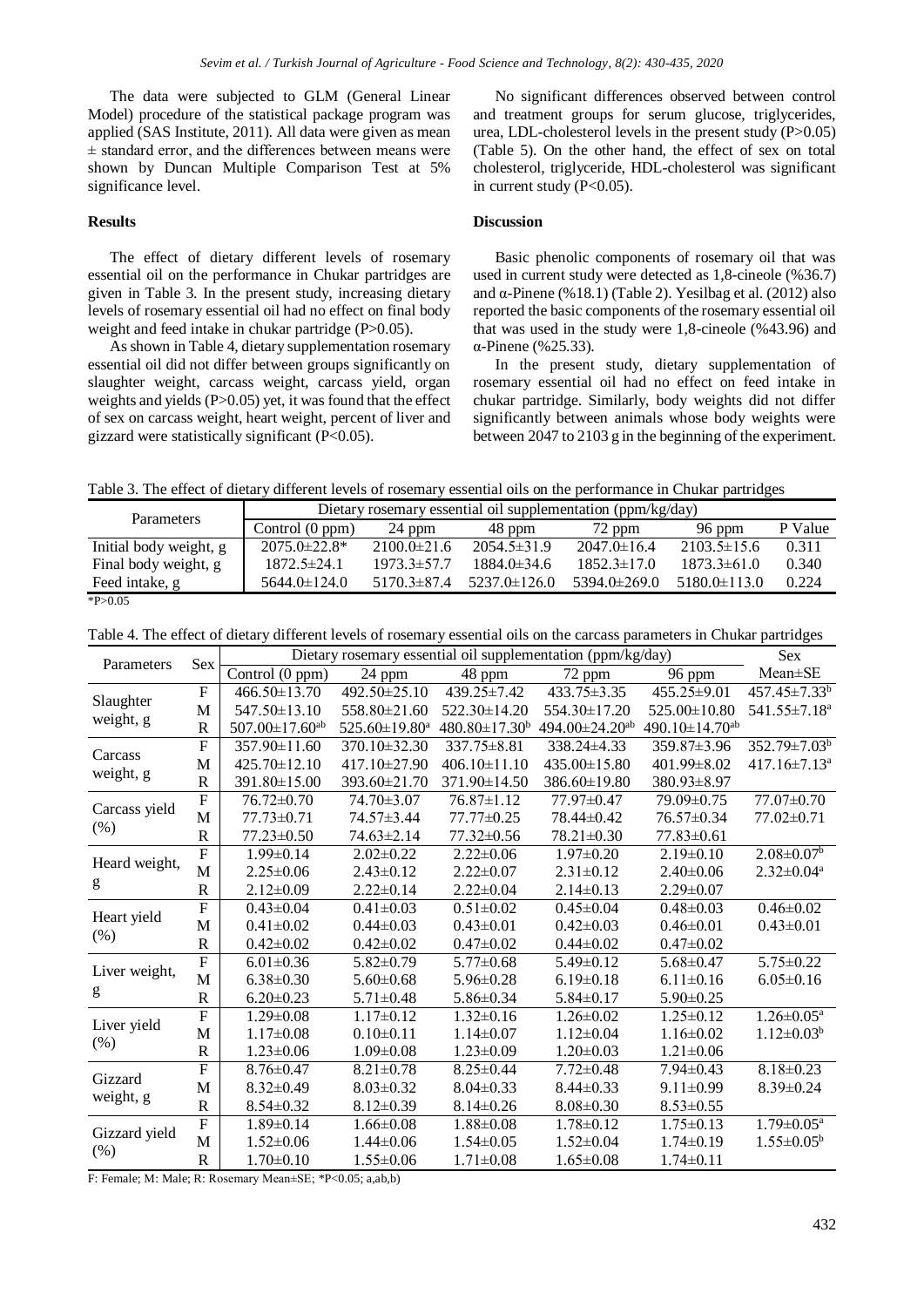The data were subjected to GLM (General Linear Model) procedure of the statistical package program was applied (SAS Institute, 2011). All data were given as mean ± standard error, and the differences between means were shown by Duncan Multiple Comparison Test at 5% significance level.

## Results

The effect of dietary different levels of rosemary essential oil on the performance in Chukar partridges are given in Table 3. In the present study, increasing dietary levels of rosemary essential oil had no effect on final body weight and feed intake in chukar partridge (P>0.05).

As shown in Table 4, dietary supplementation rosemary essential oil did not differ between groups significantly on slaughter weight, carcass weight, carcass yield, organ weights and yields (P>0.05) yet, it was found that the effect of sex on carcass weight, heart weight, percent of liver and gizzard were statistically significant (P<0.05).

No significant differences observed between control and treatment groups for serum glucose, triglycerides, urea, LDL-cholesterol levels in the present study (P>0.05) (Table 5). On the other hand, the effect of sex on total cholesterol, triglyceride, HDL-cholesterol was significant in current study (P<0.05).

## Discussion

Basic phenolic components of rosemary oil that was used in current study were detected as 1,8-cineole (%36.7) and α-Pinene (%18.1) (Table 2). Yesilbag et al. (2012) also reported the basic components of the rosemary essential oil that was used in the study were 1,8-cineole (%43.96) and α-Pinene (%25.33).

In the present study, dietary supplementation of rosemary essential oil had no effect on feed intake in chukar partridge. Similarly, body weights did not differ significantly between animals whose body weights were between 2047 to 2103 g in the beginning of the experiment.

Table 3. The effect of dietary different levels of rosemary essential oils on the performance in Chukar partridges

| Parameters | Dietary rosemary essential oil supplementation (ppm/kg/day) | | | | | |
|---|---|---|---|---|---|---|
| | Control (0 ppm) | 24 ppm | 48 ppm | 72 ppm | 96 ppm | P Value |
| Initial body weight, g | 2075.0±22.8* | 2100.0±21.6 | 2054.5±31.9 | 2047.0±16.4 | 2103.5±15.6 | 0.311 |
| Final body weight, g | 1872.5±24.1 | 1973.3±57.7 | 1884.0±34.6 | 1852.3±17.0 | 1873.3±61.0 | 0.340 |
| Feed intake, g | 5644.0±124.0 | 5170.3±87.4 | 5237.0±126.0 | 5394.0±269.0 | 5180.0±113.0 | 0.224 |

*P>0.05

Table 4. The effect of dietary different levels of rosemary essential oils on the carcass parameters in Chukar partridges

| Parameters | Sex | Dietary rosemary essential oil supplementation (ppm/kg/day) | | | | | Sex |
|---|---|---|---|---|---|---|---|
| | | Control (0 ppm) | 24 ppm | 48 ppm | 72 ppm | 96 ppm | Mean±SE |
| Slaughter weight, g | F | 466.50±13.70 | 492.50±25.10 | 439.25±7.42 | 433.75±3.35 | 455.25±9.01 | 457.45±7.33[b] |
| | M | 547.50±13.10 | 558.80±21.60 | 522.30±14.20 | 554.30±17.20 | 525.00±10.80 | 541.55±7.18[a] |
| | R | 507.00±17.60[ab] | 525.60±19.80[a] | 480.80±17.30[b] | 494.00±24.20[ab] | 490.10±14.70[ab] | |
| Carcass weight, g | F | 357.90±11.60 | 370.10±32.30 | 337.75±8.81 | 338.24±4.33 | 359.87±3.96 | 352.79±7.03[b] |
| | M | 425.70±12.10 | 417.10±27.90 | 406.10±11.10 | 435.00±15.80 | 401.99±8.02 | 417.16±7.13[a] |
| | R | 391.80±15.00 | 393.60±21.70 | 371.90±14.50 | 386.60±19.80 | 380.93±8.97 | |
| Carcass yield (%) | F | 76.72±0.70 | 74.70±3.07 | 76.87±1.12 | 77.97±0.47 | 79.09±0.75 | 77.07±0.70 |
| | M | 77.73±0.71 | 74.57±3.44 | 77.77±0.25 | 78.44±0.42 | 76.57±0.34 | 77.02±0.71 |
| | R | 77.23±0.50 | 74.63±2.14 | 77.32±0.56 | 78.21±0.30 | 77.83±0.61 | |
| Heard weight, g | F | 1.99±0.14 | 2.02±0.22 | 2.22±0.06 | 1.97±0.20 | 2.19±0.10 | 2.08±0.07[b] |
| | M | 2.25±0.06 | 2.43±0.12 | 2.22±0.07 | 2.31±0.12 | 2.40±0.06 | 2.32±0.04[a] |
| | R | 2.12±0.09 | 2.22±0.14 | 2.22±0.04 | 2.14±0.13 | 2.29±0.07 | |
| Heart yield (%) | F | 0.43±0.04 | 0.41±0.03 | 0.51±0.02 | 0.45±0.04 | 0.48±0.03 | 0.46±0.02 |
| | M | 0.41±0.02 | 0.44±0.03 | 0.43±0.01 | 0.42±0.03 | 0.46±0.01 | 0.43±0.01 |
| | R | 0.42±0.02 | 0.42±0.02 | 0.47±0.02 | 0.44±0.02 | 0.47±0.02 | |
| Liver weight, g | F | 6.01±0.36 | 5.82±0.79 | 5.77±0.68 | 5.49±0.12 | 5.68±0.47 | 5.75±0.22 |
| | M | 6.38±0.30 | 5.60±0.68 | 5.96±0.28 | 6.19±0.18 | 6.11±0.16 | 6.05±0.16 |
| | R | 6.20±0.23 | 5.71±0.48 | 5.86±0.34 | 5.84±0.17 | 5.90±0.25 | |
| Liver yield (%) | F | 1.29±0.08 | 1.17±0.12 | 1.32±0.16 | 1.26±0.02 | 1.25±0.12 | 1.26±0.05[a] |
| | M | 1.17±0.08 | 0.10±0.11 | 1.14±0.07 | 1.12±0.04 | 1.16±0.02 | 1.12±0.03[b] |
| | R | 1.23±0.06 | 1.09±0.08 | 1.23±0.09 | 1.20±0.03 | 1.21±0.06 | |
| Gizzard weight, g | F | 8.76±0.47 | 8.21±0.78 | 8.25±0.44 | 7.72±0.48 | 7.94±0.43 | 8.18±0.23 |
| | M | 8.32±0.49 | 8.03±0.32 | 8.04±0.33 | 8.44±0.33 | 9.11±0.99 | 8.39±0.24 |
| | R | 8.54±0.32 | 8.12±0.39 | 8.14±0.26 | 8.08±0.30 | 8.53±0.55 | |
| Gizzard yield (%) | F | 1.89±0.14 | 1.66±0.08 | 1.88±0.08 | 1.78±0.12 | 1.75±0.13 | 1.79±0.05[a] |
| | M | 1.52±0.06 | 1.44±0.06 | 1.54±0.05 | 1.52±0.04 | 1.74±0.19 | 1.55±0.05[b] |
| | R | 1.70±0.10 | 1.55±0.06 | 1.71±0.08 | 1.65±0.08 | 1.74±0.11 | |

F: Female; M: Male; R: Rosemary Mean±SE; *P<0.05; a,ab,b)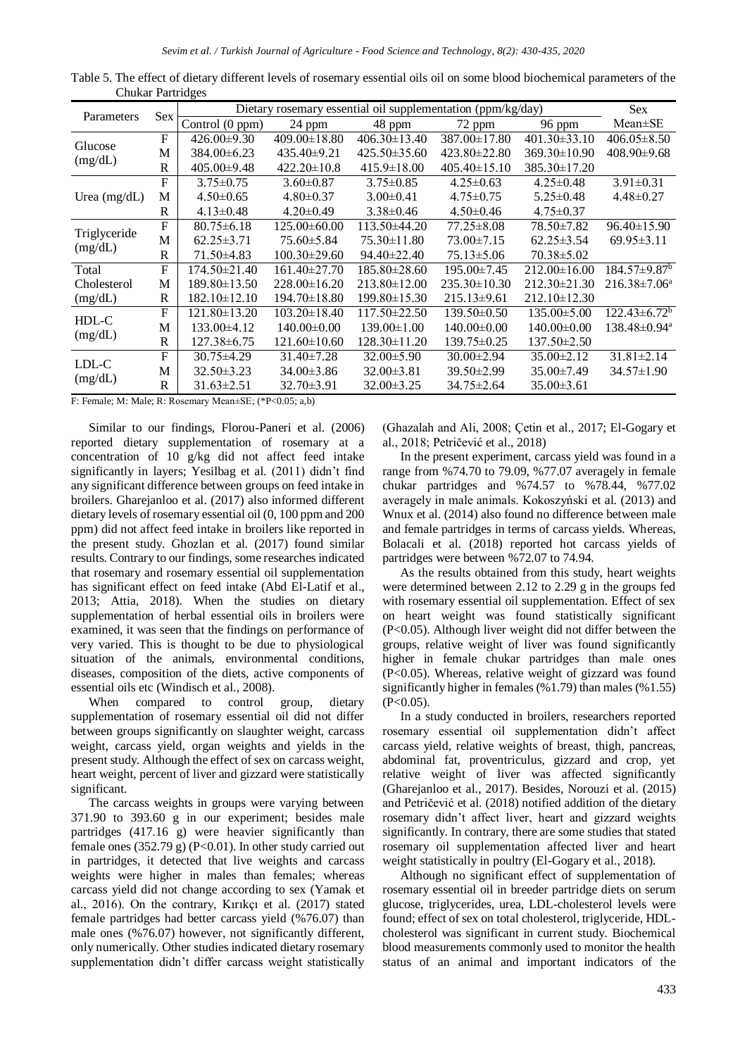Table 5. The effect of dietary different levels of rosemary essential oils oil on some blood biochemical parameters of the Chukar Partridges

| Parameters | Sex | Dietary rosemary essential oil supplementation (ppm/kg/day) | | | | | Sex |
|---|---|---|---|---|---|---|---|
| | | Control (0 ppm) | 24 ppm | 48 ppm | 72 ppm | 96 ppm | Mean±SE |
| Glucose (mg/dL) | F | 426.00±9.30 | 409.00±18.80 | 406.30±13.40 | 387.00±17.80 | 401.30±33.10 | 406.05±8.50 |
| | M | 384.00±6.23 | 435.40±9.21 | 425.50±35.60 | 423.80±22.80 | 369.30±10.90 | 408.90±9.68 |
| | R | 405.00±9.48 | 422.20±10.8 | 415.9±18.00 | 405.40±15.10 | 385.30±17.20 | |
| Urea (mg/dL) | F | 3.75±0.75 | 3.60±0.87 | 3.75±0.85 | 4.25±0.63 | 4.25±0.48 | 3.91±0.31 |
| | M | 4.50±0.65 | 4.80±0.37 | 3.00±0.41 | 4.75±0.75 | 5.25±0.48 | 4.48±0.27 |
| | R | 4.13±0.48 | 4.20±0.49 | 3.38±0.46 | 4.50±0.46 | 4.75±0.37 | |
| Triglyceride (mg/dL) | F | 80.75±6.18 | 125.00±60.00 | 113.50±44.20 | 77.25±8.08 | 78.50±7.82 | 96.40±15.90 |
| | M | 62.25±3.71 | 75.60±5.84 | 75.30±11.80 | 73.00±7.15 | 62.25±3.54 | 69.95±3.11 |
| | R | 71.50±4.83 | 100.30±29.60 | 94.40±22.40 | 75.13±5.06 | 70.38±5.02 | |
| Total Cholesterol (mg/dL) | F | 174.50±21.40 | 161.40±27.70 | 185.80±28.60 | 195.00±7.45 | 212.00±16.00 | 184.57±9.87[b] |
| | M | 189.80±13.50 | 228.00±16.20 | 213.80±12.00 | 235.30±10.30 | 212.30±21.30 | 216.38±7.06[a] |
| | R | 182.10±12.10 | 194.70±18.80 | 199.80±15.30 | 215.13±9.61 | 212.10±12.30 | |
| HDL-C (mg/dL) | F | 121.80±13.20 | 103.20±18.40 | 117.50±22.50 | 139.50±0.50 | 135.00±5.00 | 122.43±6.72[b] |
| | M | 133.00±4.12 | 140.00±0.00 | 139.00±1.00 | 140.00±0.00 | 140.00±0.00 | 138.48±0.94[a] |
| | R | 127.38±6.75 | 121.60±10.60 | 128.30±11.20 | 139.75±0.25 | 137.50±2.50 | |
| LDL-C (mg/dL) | F | 30.75±4.29 | 31.40±7.28 | 32.00±5.90 | 30.00±2.94 | 35.00±2.12 | 31.81±2.14 |
| | M | 32.50±3.23 | 34.00±3.86 | 32.00±3.81 | 39.50±2.99 | 35.00±7.49 | 34.57±1.90 |
| | R | 31.63±2.51 | 32.70±3.91 | 32.00±3.25 | 34.75±2.64 | 35.00±3.61 | |

F: Female; M: Male; R: Rosemary Mean±SE; (*P<0.05; a,b)

Similar to our findings, Florou-Paneri et al. (2006) reported dietary supplementation of rosemary at a concentration of 10 g/kg did not affect feed intake significantly in layers; Yesilbag et al. (2011) didn't find any significant difference between groups on feed intake in broilers. Gharejanloo et al. (2017) also informed different dietary levels of rosemary essential oil (0, 100 ppm and 200 ppm) did not affect feed intake in broilers like reported in the present study. Ghozlan et al. (2017) found similar results. Contrary to our findings, some researches indicated that rosemary and rosemary essential oil supplementation has significant effect on feed intake (Abd El-Latif et al., 2013; Attia, 2018). When the studies on dietary supplementation of herbal essential oils in broilers were examined, it was seen that the findings on performance of very varied. This is thought to be due to physiological situation of the animals, environmental conditions, diseases, composition of the diets, active components of essential oils etc (Windisch et al., 2008).

When compared to control group, dietary supplementation of rosemary essential oil did not differ between groups significantly on slaughter weight, carcass weight, carcass yield, organ weights and yields in the present study. Although the effect of sex on carcass weight, heart weight, percent of liver and gizzard were statistically significant.

The carcass weights in groups were varying between 371.90 to 393.60 g in our experiment; besides male partridges (417.16 g) were heavier significantly than female ones (352.79 g) (P<0.01). In other study carried out in partridges, it detected that live weights and carcass weights were higher in males than females; whereas carcass yield did not change according to sex (Yamak et al., 2016). On the contrary, Kırıkçı et al. (2017) stated female partridges had better carcass yield (%76.07) than male ones (%76.07) however, not significantly different, only numerically. Other studies indicated dietary rosemary supplementation didn't differ carcass weight statistically (Ghazalah and Ali, 2008; Çetin et al., 2017; El-Gogary et al., 2018; Petričević et al., 2018)

In the present experiment, carcass yield was found in a range from %74.70 to 79.09, %77.07 averagely in female chukar partridges and %74.57 to %78.44, %77.02 averagely in male animals. Kokoszyński et al. (2013) and Wnux et al. (2014) also found no difference between male and female partridges in terms of carcass yields. Whereas, Bolacali et al. (2018) reported hot carcass yields of partridges were between %72.07 to 74.94.

As the results obtained from this study, heart weights were determined between 2.12 to 2.29 g in the groups fed with rosemary essential oil supplementation. Effect of sex on heart weight was found statistically significant (P<0.05). Although liver weight did not differ between the groups, relative weight of liver was found significantly higher in female chukar partridges than male ones (P<0.05). Whereas, relative weight of gizzard was found significantly higher in females (%1.79) than males (%1.55) (P<0.05).

In a study conducted in broilers, researchers reported rosemary essential oil supplementation didn't affect carcass yield, relative weights of breast, thigh, pancreas, abdominal fat, proventriculus, gizzard and crop, yet relative weight of liver was affected significantly (Gharejanloo et al., 2017). Besides, Norouzi et al. (2015) and Petričević et al. (2018) notified addition of the dietary rosemary didn't affect liver, heart and gizzard weights significantly. In contrary, there are some studies that stated rosemary oil supplementation affected liver and heart weight statistically in poultry (El-Gogary et al., 2018).

Although no significant effect of supplementation of rosemary essential oil in breeder partridge diets on serum glucose, triglycerides, urea, LDL-cholesterol levels were found; effect of sex on total cholesterol, triglyceride, HDL-cholesterol was significant in current study. Biochemical blood measurements commonly used to monitor the health status of an animal and important indicators of the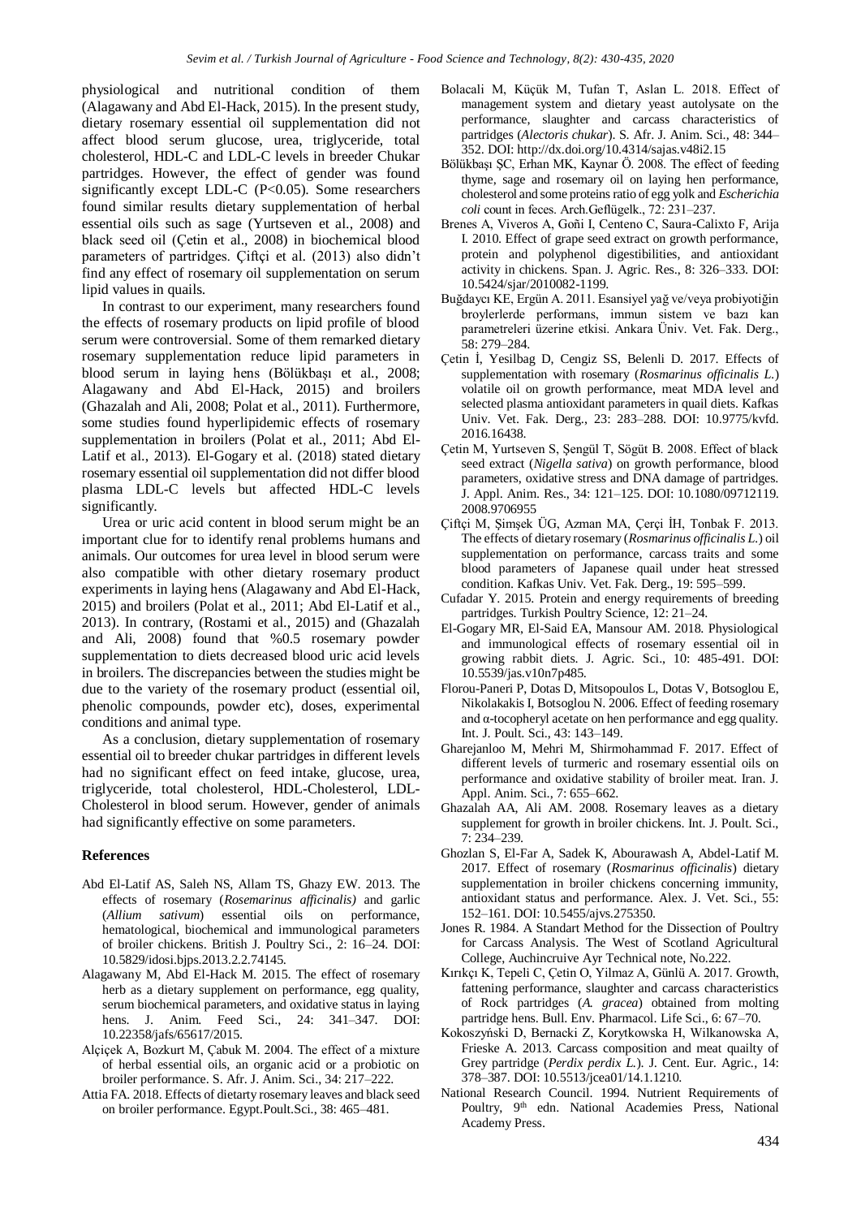physiological and nutritional condition of them (Alagawany and Abd El-Hack, 2015). In the present study, dietary rosemary essential oil supplementation did not affect blood serum glucose, urea, triglyceride, total cholesterol, HDL-C and LDL-C levels in breeder Chukar partridges. However, the effect of gender was found significantly except LDL-C ($P<0.05$). Some researchers found similar results dietary supplementation of herbal essential oils such as sage (Yurtseven et al., 2008) and black seed oil (Çetin et al., 2008) in biochemical blood parameters of partridges. Çiftçi et al. (2013) also didn't find any effect of rosemary oil supplementation on serum lipid values in quails.

In contrast to our experiment, many researchers found the effects of rosemary products on lipid profile of blood serum were controversial. Some of them remarked dietary rosemary supplementation reduce lipid parameters in blood serum in laying hens (Bölükbaşı et al., 2008; Alagawany and Abd El-Hack, 2015) and broilers (Ghazalah and Ali, 2008; Polat et al., 2011). Furthermore, some studies found hyperlipidemic effects of rosemary supplementation in broilers (Polat et al., 2011; Abd El-Latif et al., 2013). El-Gogary et al. (2018) stated dietary rosemary essential oil supplementation did not differ blood plasma LDL-C levels but affected HDL-C levels significantly.

Urea or uric acid content in blood serum might be an important clue for to identify renal problems humans and animals. Our outcomes for urea level in blood serum were also compatible with other dietary rosemary product experiments in laying hens (Alagawany and Abd El-Hack, 2015) and broilers (Polat et al., 2011; Abd El-Latif et al., 2013). In contrary, (Rostami et al., 2015) and (Ghazalah and Ali, 2008) found that %0.5 rosemary powder supplementation to diets decreased blood uric acid levels in broilers. The discrepancies between the studies might be due to the variety of the rosemary product (essential oil, phenolic compounds, powder etc), doses, experimental conditions and animal type.

As a conclusion, dietary supplementation of rosemary essential oil to breeder chukar partridges in different levels had no significant effect on feed intake, glucose, urea, triglyceride, total cholesterol, HDL-Cholesterol, LDL-Cholesterol in blood serum. However, gender of animals had significantly effective on some parameters.

## References

Abd El-Latif AS, Saleh NS, Allam TS, Ghazy EW. 2013. The effects of rosemary (*Rosemarinus afficinalis)* and garlic (*Allium sativum*) essential oils on performance, hematological, biochemical and immunological parameters of broiler chickens. British J. Poultry Sci., 2: 16–24. DOI: 10.5829/idosi.bjps.2013.2.2.74145.

Alagawany M, Abd El-Hack M. 2015. The effect of rosemary herb as a dietary supplement on performance, egg quality, serum biochemical parameters, and oxidative status in laying hens. J. Anim. Feed Sci., 24: 341–347. DOI: 10.22358/jafs/65617/2015.

Alçiçek A, Bozkurt M, Çabuk M. 2004. The effect of a mixture of herbal essential oils, an organic acid or a probiotic on broiler performance. S. Afr. J. Anim. Sci., 34: 217–222.

Attia FA. 2018. Effects of dietary rosemary leaves and black seed on broiler performance. Egypt.Poult.Sci., 38: 465–481.

Bolacali M, Küçük M, Tufan T, Aslan L. 2018. Effect of management system and dietary yeast autolysate on the performance, slaughter and carcass characteristics of partridges (*Alectoris chukar*). S. Afr. J. Anim. Sci., 48: 344–352. DOI: http://dx.doi.org/10.4314/sajas.v48i2.15

Bölükbaşı ŞC, Erhan MK, Kaynar Ö. 2008. The effect of feeding thyme, sage and rosemary oil on laying hen performance, cholesterol and some proteins ratio of egg yolk and *Escherichia coli* count in feces. Arch.Geflügelk., 72: 231–237.

Brenes A, Viveros A, Goñi I, Centeno C, Saura-Calixto F, Arija I. 2010. Effect of grape seed extract on growth performance, protein and polyphenol digestibilities, and antioxidant activity in chickens. Span. J. Agric. Res., 8: 326–333. DOI: 10.5424/sjar/2010082-1199.

Buğdaycı KE, Ergün A. 2011. Esansiyel yağ ve/veya probiyotiğin broylerlerde performans, immun sistem ve bazı kan parametreleri üzerine etkisi. Ankara Üniv. Vet. Fak. Derg., 58: 279–284.

Çetin İ, Yesilbag D, Cengiz SS, Belenli D. 2017. Effects of supplementation with rosemary (*Rosmarinus officinalis L.*) volatile oil on growth performance, meat MDA level and selected plasma antioxidant parameters in quail diets. Kafkas Univ. Vet. Fak. Derg., 23: 283–288. DOI: 10.9775/kvfd. 2016.16438.

Çetin M, Yurtseven S, Şengül T, Sögüt B. 2008. Effect of black seed extract (*Nigella sativa*) on growth performance, blood parameters, oxidative stress and DNA damage of partridges. J. Appl. Anim. Res., 34: 121–125. DOI: 10.1080/09712119. 2008.9706955

Çiftçi M, Şimşek ÜG, Azman MA, Çerçi İH, Tonbak F. 2013. The effects of dietary rosemary (*Rosmarinus officinalis L.*) oil supplementation on performance, carcass traits and some blood parameters of Japanese quail under heat stressed condition. Kafkas Univ. Vet. Fak. Derg., 19: 595–599.

Cufadar Y. 2015. Protein and energy requirements of breeding partridges. Turkish Poultry Science, 12: 21–24.

El-Gogary MR, El-Said EA, Mansour AM. 2018. Physiological and immunological effects of rosemary essential oil in growing rabbit diets. J. Agric. Sci., 10: 485-491. DOI: 10.5539/jas.v10n7p485.

Florou-Paneri P, Dotas D, Mitsopoulos L, Dotas V, Botsoglou E, Nikolakakis I, Botsoglou N. 2006. Effect of feeding rosemary and α-tocopheryl acetate on hen performance and egg quality. Int. J. Poult. Sci., 43: 143–149.

Gharejanloo M, Mehri M, Shirmohammad F. 2017. Effect of different levels of turmeric and rosemary essential oils on performance and oxidative stability of broiler meat. Iran. J. Appl. Anim. Sci., 7: 655–662.

Ghazalah AA, Ali AM. 2008. Rosemary leaves as a dietary supplement for growth in broiler chickens. Int. J. Poult. Sci., 7: 234–239.

Ghozlan S, El-Far A, Sadek K, Abourawash A, Abdel-Latif M. 2017. Effect of rosemary (*Rosmarinus officinalis*) dietary supplementation in broiler chickens concerning immunity, antioxidant status and performance. Alex. J. Vet. Sci., 55: 152–161. DOI: 10.5455/ajvs.275350.

Jones R. 1984. A Standart Method for the Dissection of Poultry for Carcass Analysis. The West of Scotland Agricultural College, Auchincruive Ayr Technical note, No.222.

Kırıkçı K, Tepeli C, Çetin O, Yilmaz A, Günlü A. 2017. Growth, fattening performance, slaughter and carcass characteristics of Rock partridges (*A. gracea*) obtained from molting partridge hens. Bull. Env. Pharmacol. Life Sci., 6: 67–70.

Kokoszyński D, Bernacki Z, Korytkowska H, Wilkanowska A, Frieske A. 2013. Carcass composition and meat quailty of Grey partridge (*Perdix perdix L.*). J. Cent. Eur. Agric., 14: 378–387. DOI: 10.5513/jcea01/14.1.1210.

National Research Council. 1994. Nutrient Requirements of Poultry, 9th edn. National Academies Press, National Academy Press.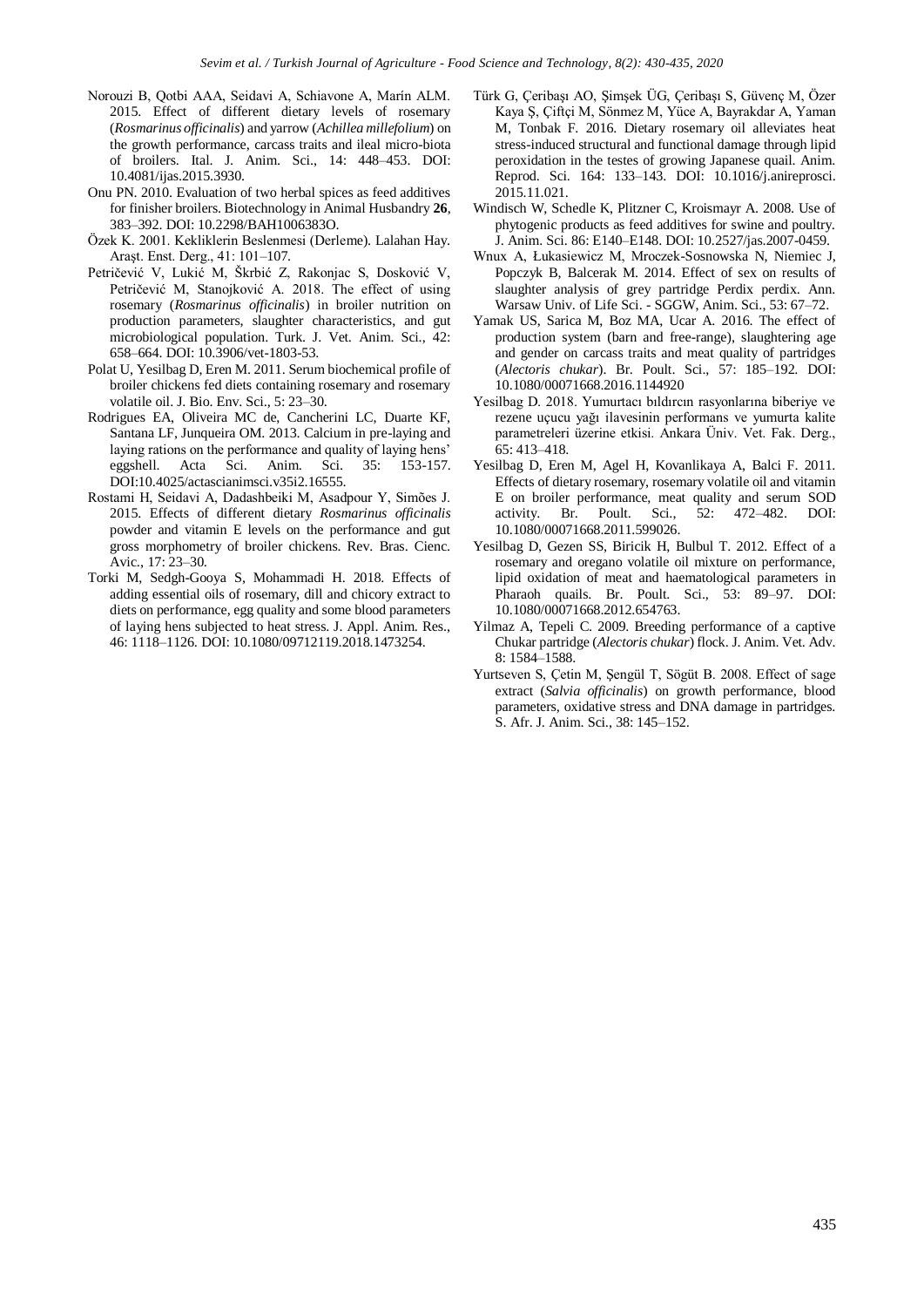Norouzi B, Qotbi AAA, Seidavi A, Schiavone A, Marín ALM. 2015. Effect of different dietary levels of rosemary (*Rosmarinus officinalis*) and yarrow (*Achillea millefolium*) on the growth performance, carcass traits and ileal micro-biota of broilers. Ital. J. Anim. Sci., 14: 448–453. DOI: 10.4081/ijas.2015.3930.

Onu PN. 2010. Evaluation of two herbal spices as feed additives for finisher broilers. Biotechnology in Animal Husbandry **26**, 383–392. DOI: 10.2298/BAH1006383O.

Özek K. 2001. Kekliklerin Beslenmesi (Derleme). Lalahan Hay. Araşt. Enst. Derg., 41: 101–107.

Petričević V, Lukić M, Škrbić Z, Rakonjac S, Dosković V, Petričević M, Stanojković A. 2018. The effect of using rosemary (*Rosmarinus officinalis*) in broiler nutrition on production parameters, slaughter characteristics, and gut microbiological population. Turk. J. Vet. Anim. Sci., 42: 658–664. DOI: 10.3906/vet-1803-53.

Polat U, Yesilbag D, Eren M. 2011. Serum biochemical profile of broiler chickens fed diets containing rosemary and rosemary volatile oil. J. Bio. Env. Sci., 5: 23–30.

Rodrigues EA, Oliveira MC de, Cancherini LC, Duarte KF, Santana LF, Junqueira OM. 2013. Calcium in pre-laying and laying rations on the performance and quality of laying hens' eggshell. Acta Sci. Anim. Sci. 35: 153-157. DOI:10.4025/actascianimsci.v35i2.16555.

Rostami H, Seidavi A, Dadashbeiki M, Asadpour Y, Simões J. 2015. Effects of different dietary *Rosmarinus officinalis* powder and vitamin E levels on the performance and gut gross morphometry of broiler chickens. Rev. Bras. Cienc. Avic., 17: 23–30.

Torki M, Sedgh-Gooya S, Mohammadi H. 2018. Effects of adding essential oils of rosemary, dill and chicory extract to diets on performance, egg quality and some blood parameters of laying hens subjected to heat stress. J. Appl. Anim. Res., 46: 1118–1126. DOI: 10.1080/09712119.2018.1473254.

Türk G, Çeribaşı AO, Şimşek ÜG, Çeribaşı S, Güvenç M, Özer Kaya Ş, Çiftçi M, Sönmez M, Yüce A, Bayrakdar A, Yaman M, Tonbak F. 2016. Dietary rosemary oil alleviates heat stress-induced structural and functional damage through lipid peroxidation in the testes of growing Japanese quail. Anim. Reprod. Sci. 164: 133–143. DOI: 10.1016/j.anireprosci. 2015.11.021.

Windisch W, Schedle K, Plitzner C, Kroismayr A. 2008. Use of phytogenic products as feed additives for swine and poultry. J. Anim. Sci. 86: E140–E148. DOI: 10.2527/jas.2007-0459.

Wnux A, Łukasiewicz M, Mroczek-Sosnowska N, Niemiec J, Popczyk B, Balcerak M. 2014. Effect of sex on results of slaughter analysis of grey partridge Perdix perdix. Ann. Warsaw Univ. of Life Sci. - SGGW, Anim. Sci., 53: 67–72.

Yamak US, Sarica M, Boz MA, Ucar A. 2016. The effect of production system (barn and free-range), slaughtering age and gender on carcass traits and meat quality of partridges (*Alectoris chukar*). Br. Poult. Sci., 57: 185–192. DOI: 10.1080/00071668.2016.1144920

Yesilbag D. 2018. Yumurtacı bıldırcın rasyonlarına biberiye ve rezene uçucu yağı ilavesinin performans ve yumurta kalite parametreleri üzerine etkisi. Ankara Üniv. Vet. Fak. Derg., 65: 413–418.

Yesilbag D, Eren M, Agel H, Kovanlikaya A, Balci F. 2011. Effects of dietary rosemary, rosemary volatile oil and vitamin E on broiler performance, meat quality and serum SOD activity. Br. Poult. Sci., 52: 472–482. DOI: 10.1080/00071668.2011.599026.

Yesilbag D, Gezen SS, Biricik H, Bulbul T. 2012. Effect of a rosemary and oregano volatile oil mixture on performance, lipid oxidation of meat and haematological parameters in Pharaoh quails. Br. Poult. Sci., 53: 89–97. DOI: 10.1080/00071668.2012.654763.

Yilmaz A, Tepeli C. 2009. Breeding performance of a captive Chukar partridge (*Alectoris chukar*) flock. J. Anim. Vet. Adv. 8: 1584–1588.

Yurtseven S, Çetin M, Şengül T, Sögüt B. 2008. Effect of sage extract (*Salvia officinalis*) on growth performance, blood parameters, oxidative stress and DNA damage in partridges. S. Afr. J. Anim. Sci., 38: 145–152.